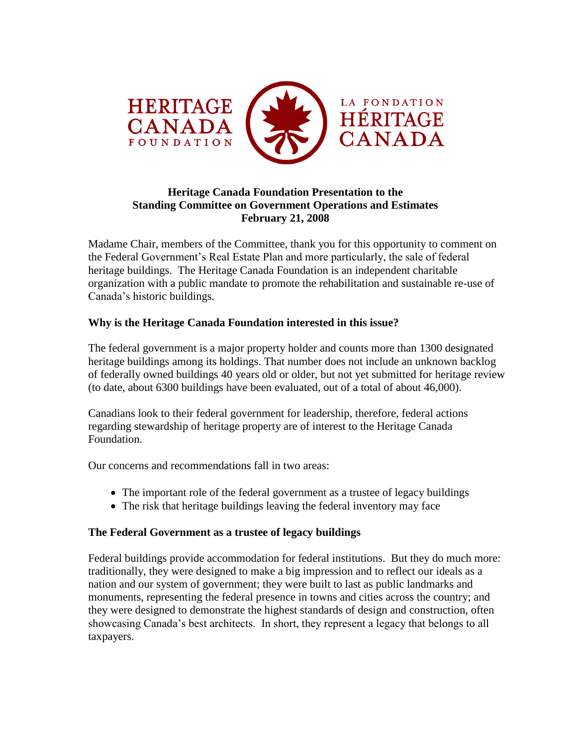HERITAGE CANADA FOUNDATION — LA FONDATION HÉRITAGE CANADA

**Heritage Canada Foundation Presentation to the Standing Committee on Government Operations and Estimates February 21, 2008**

Madame Chair, members of the Committee, thank you for this opportunity to comment on the Federal Government's Real Estate Plan and more particularly, the sale of federal heritage buildings. The Heritage Canada Foundation is an independent charitable organization with a public mandate to promote the rehabilitation and sustainable re-use of Canada's historic buildings.

## Why is the Heritage Canada Foundation interested in this issue?

The federal government is a major property holder and counts more than 1300 designated heritage buildings among its holdings. That number does not include an unknown backlog of federally owned buildings 40 years old or older, but not yet submitted for heritage review (to date, about 6300 buildings have been evaluated, out of a total of about 46,000).

Canadians look to their federal government for leadership, therefore, federal actions regarding stewardship of heritage property are of interest to the Heritage Canada Foundation.

Our concerns and recommendations fall in two areas:

- The important role of the federal government as a trustee of legacy buildings
- The risk that heritage buildings leaving the federal inventory may face

## The Federal Government as a trustee of legacy buildings

Federal buildings provide accommodation for federal institutions. But they do much more: traditionally, they were designed to make a big impression and to reflect our ideals as a nation and our system of government; they were built to last as public landmarks and monuments, representing the federal presence in towns and cities across the country; and they were designed to demonstrate the highest standards of design and construction, often showcasing Canada's best architects. In short, they represent a legacy that belongs to all taxpayers.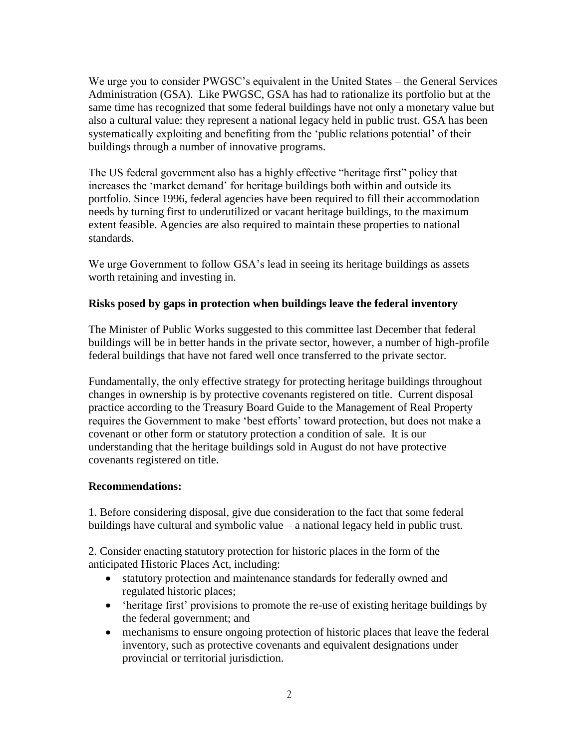We urge you to consider PWGSC's equivalent in the United States – the General Services Administration (GSA). Like PWGSC, GSA has had to rationalize its portfolio but at the same time has recognized that some federal buildings have not only a monetary value but also a cultural value: they represent a national legacy held in public trust. GSA has been systematically exploiting and benefiting from the 'public relations potential' of their buildings through a number of innovative programs.

The US federal government also has a highly effective "heritage first" policy that increases the 'market demand' for heritage buildings both within and outside its portfolio. Since 1996, federal agencies have been required to fill their accommodation needs by turning first to underutilized or vacant heritage buildings, to the maximum extent feasible. Agencies are also required to maintain these properties to national standards.

We urge Government to follow GSA's lead in seeing its heritage buildings as assets worth retaining and investing in.

**Risks posed by gaps in protection when buildings leave the federal inventory**

The Minister of Public Works suggested to this committee last December that federal buildings will be in better hands in the private sector, however, a number of high-profile federal buildings that have not fared well once transferred to the private sector.

Fundamentally, the only effective strategy for protecting heritage buildings throughout changes in ownership is by protective covenants registered on title. Current disposal practice according to the Treasury Board Guide to the Management of Real Property requires the Government to make 'best efforts' toward protection, but does not make a covenant or other form or statutory protection a condition of sale. It is our understanding that the heritage buildings sold in August do not have protective covenants registered on title.

**Recommendations:**

1. Before considering disposal, give due consideration to the fact that some federal buildings have cultural and symbolic value – a national legacy held in public trust.

2. Consider enacting statutory protection for historic places in the form of the anticipated Historic Places Act, including:

- statutory protection and maintenance standards for federally owned and regulated historic places;
- 'heritage first' provisions to promote the re-use of existing heritage buildings by the federal government; and
- mechanisms to ensure ongoing protection of historic places that leave the federal inventory, such as protective covenants and equivalent designations under provincial or territorial jurisdiction.